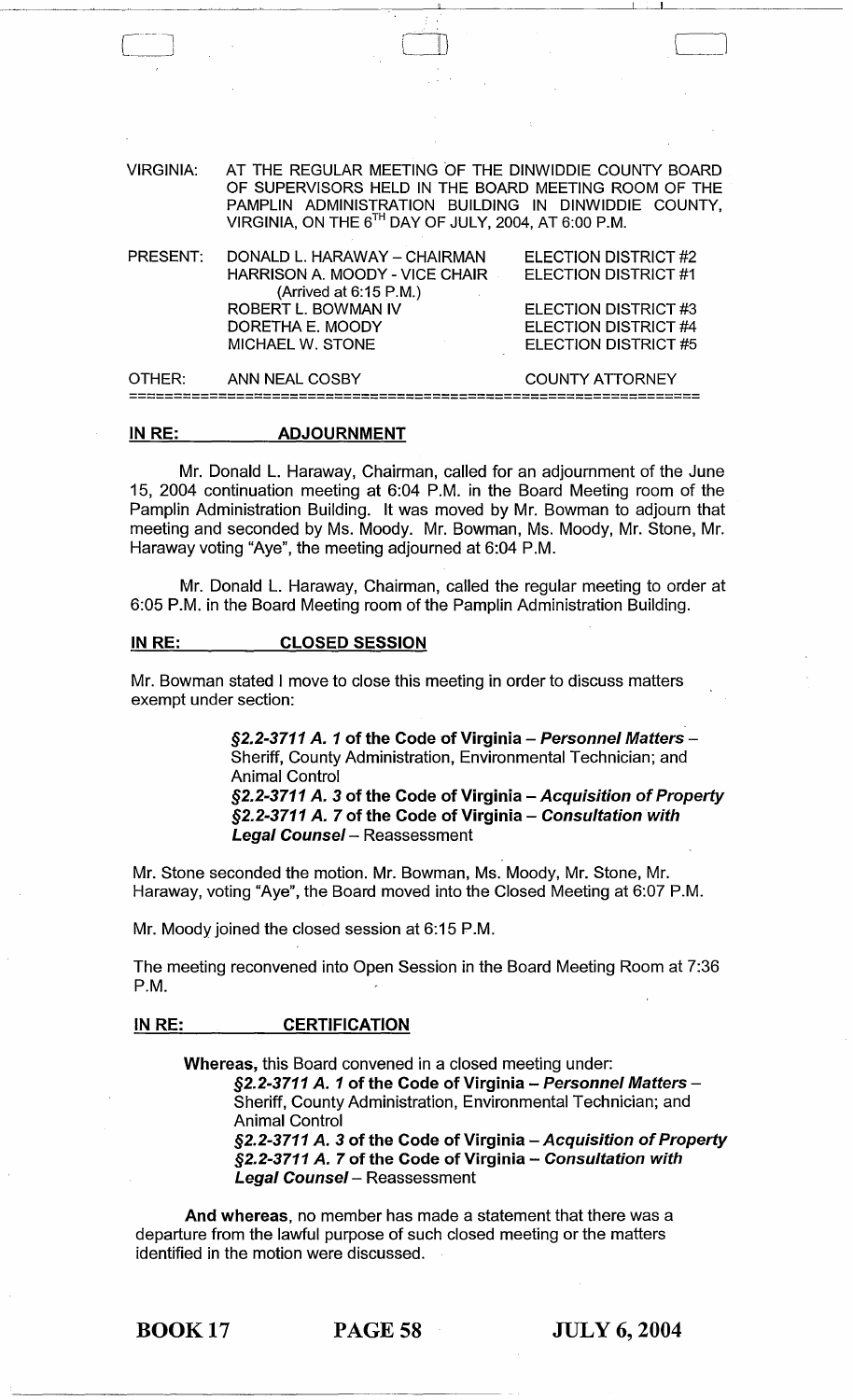VIRGINIA: AT THE REGULAR MEETING OF THE DINWIDDIE COUNTY BOARD OF SUPERVISORS HELD IN THE BOARD MEETING ROOM OF THE PAMPLIN ADMINISTRATION BUILDING IN DINWIDDIE COUNTY, VIRGINIA, ON THE 6TH DAY OF JULY, 2004, AT 6:00 P.M.

| | | |
|---|---|---|
| PRESENT: | DONALD L. HARAWAY – CHAIRMAN | ELECTION DISTRICT #2 |
| | HARRISON A. MOODY - VICE CHAIR (Arrived at 6:15 P.M.) | ELECTION DISTRICT #1 |
| | ROBERT L. BOWMAN IV | ELECTION DISTRICT #3 |
| | DORETHA E. MOODY | ELECTION DISTRICT #4 |
| | MICHAEL W. STONE | ELECTION DISTRICT #5 |
| OTHER: | ANN NEAL COSBY | COUNTY ATTORNEY |

## IN RE: ADJOURNMENT

Mr. Donald L. Haraway, Chairman, called for an adjournment of the June 15, 2004 continuation meeting at 6:04 P.M. in the Board Meeting room of the Pamplin Administration Building. It was moved by Mr. Bowman to adjourn that meeting and seconded by Ms. Moody. Mr. Bowman, Ms. Moody, Mr. Stone, Mr. Haraway voting "Aye", the meeting adjourned at 6:04 P.M.

Mr. Donald L. Haraway, Chairman, called the regular meeting to order at 6:05 P.M. in the Board Meeting room of the Pamplin Administration Building.

## IN RE: CLOSED SESSION

Mr. Bowman stated I move to close this meeting in order to discuss matters exempt under section:

> ***§2.2-3711 A. 1* of the Code of Virginia – *Personnel Matters*** – Sheriff, County Administration, Environmental Technician; and Animal Control
> ***§2.2-3711 A. 3* of the Code of Virginia – *Acquisition of Property***
> ***§2.2-3711 A. 7* of the Code of Virginia – *Consultation with Legal Counsel*** – Reassessment

Mr. Stone seconded the motion. Mr. Bowman, Ms. Moody, Mr. Stone, Mr. Haraway, voting "Aye", the Board moved into the Closed Meeting at 6:07 P.M.

Mr. Moody joined the closed session at 6:15 P.M.

The meeting reconvened into Open Session in the Board Meeting Room at 7:36 P.M.

## IN RE: CERTIFICATION

**Whereas,** this Board convened in a closed meeting under:

> ***§2.2-3711 A. 1* of the Code of Virginia – *Personnel Matters*** – Sheriff, County Administration, Environmental Technician; and Animal Control
> ***§2.2-3711 A. 3* of the Code of Virginia – *Acquisition of Property***
> ***§2.2-3711 A. 7* of the Code of Virginia – *Consultation with Legal Counsel*** – Reassessment

**And whereas**, no member has made a statement that there was a departure from the lawful purpose of such closed meeting or the matters identified in the motion were discussed.

**BOOK 17 PAGE 58 JULY 6, 2004**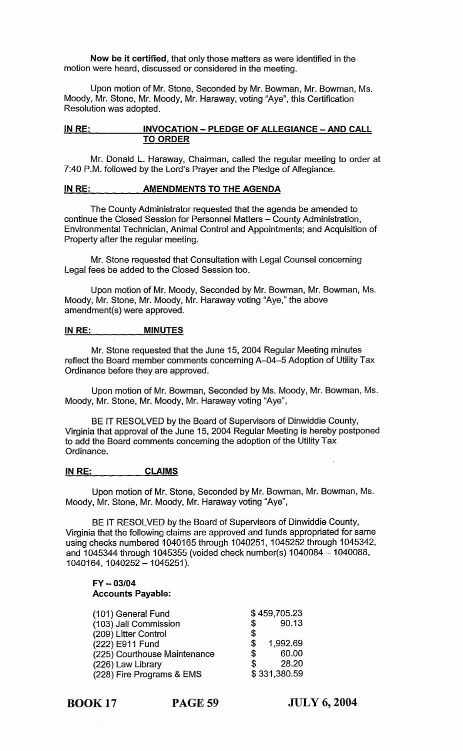**Now be it certified**, that only those matters as were identified in the motion were heard, discussed or considered in the meeting.

Upon motion of Mr. Stone, Seconded by Mr. Bowman, Mr. Bowman, Ms. Moody, Mr. Stone, Mr. Moody, Mr. Haraway, voting "Aye", this Certification Resolution was adopted.

**IN RE: INVOCATION – PLEDGE OF ALLEGIANCE – AND CALL TO ORDER**

Mr. Donald L. Haraway, Chairman, called the regular meeting to order at 7:40 P.M. followed by the Lord's Prayer and the Pledge of Allegiance.

**IN RE: AMENDMENTS TO THE AGENDA**

The County Administrator requested that the agenda be amended to continue the Closed Session for Personnel Matters – County Administration, Environmental Technician, Animal Control and Appointments; and Acquisition of Property after the regular meeting.

Mr. Stone requested that Consultation with Legal Counsel concerning Legal fees be added to the Closed Session too.

Upon motion of Mr. Moody, Seconded by Mr. Bowman, Mr. Bowman, Ms. Moody, Mr. Stone, Mr. Moody, Mr. Haraway voting "Aye," the above amendment(s) were approved.

**IN RE: MINUTES**

Mr. Stone requested that the June 15, 2004 Regular Meeting minutes reflect the Board member comments concerning A–04–5 Adoption of Utility Tax Ordinance before they are approved.

Upon motion of Mr. Bowman, Seconded by Ms. Moody, Mr. Bowman, Ms. Moody, Mr. Stone, Mr. Moody, Mr. Haraway voting "Aye",

BE IT RESOLVED by the Board of Supervisors of Dinwiddie County, Virginia that approval of the June 15, 2004 Regular Meeting is hereby postponed to add the Board comments concerning the adoption of the Utility Tax Ordinance.

**IN RE: CLAIMS**

Upon motion of Mr. Stone, Seconded by Mr. Bowman, Mr. Bowman, Ms. Moody, Mr. Stone, Mr. Moody, Mr. Haraway voting "Aye",

BE IT RESOLVED by the Board of Supervisors of Dinwiddie County, Virginia that the following claims are approved and funds appropriated for same using checks numbered 1040165 through 1040251, 1045252 through 1045342, and 1045344 through 1045355 (voided check number(s) 1040084 – 1040088, 1040164, 1040252 – 1045251).

**FY – 03/04**
**Accounts Payable:**

| | |
|---|---|
| (101) General Fund | $ 459,705.23 |
| (103) Jail Commission | $ 90.13 |
| (209) Litter Control | $ |
| (222) E911 Fund | $ 1,992.69 |
| (225) Courthouse Maintenance | $ 60.00 |
| (226) Law Library | $ 28.20 |
| (228) Fire Programs & EMS | $ 331,380.59 |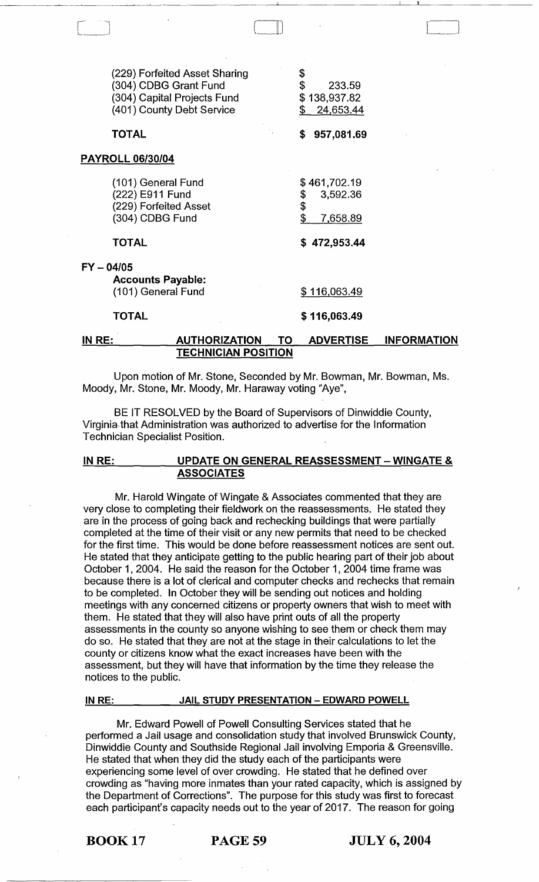| | |
|---|---|
| (229) Forfeited Asset Sharing | $ |
| (304) CDBG Grant Fund | $ 233.59 |
| (304) Capital Projects Fund | $ 138,937.82 |
| (401) County Debt Service | $ 24,653.44 |
| **TOTAL** | **$ 957,081.69** |

**PAYROLL 06/30/04**

| | |
|---|---|
| (101) General Fund | $ 461,702.19 |
| (222) E911 Fund | $ 3,592.36 |
| (229) Forfeited Asset | $ |
| (304) CDBG Fund | $ 7,658.89 |
| **TOTAL** | **$ 472,953.44** |

**FY – 04/05**

**Accounts Payable:**

| | |
|---|---|
| (101) General Fund | $ 116,063.49 |
| **TOTAL** | **$ 116,063.49** |

**IN RE: AUTHORIZATION TO ADVERTISE INFORMATION TECHNICIAN POSITION**

Upon motion of Mr. Stone, Seconded by Mr. Bowman, Mr. Bowman, Ms. Moody, Mr. Stone, Mr. Moody, Mr. Haraway voting "Aye",

BE IT RESOLVED by the Board of Supervisors of Dinwiddie County, Virginia that Administration was authorized to advertise for the Information Technician Specialist Position.

**IN RE: UPDATE ON GENERAL REASSESSMENT – WINGATE & ASSOCIATES**

Mr. Harold Wingate of Wingate & Associates commented that they are very close to completing their fieldwork on the reassessments. He stated they are in the process of going back and rechecking buildings that were partially completed at the time of their visit or any new permits that need to be checked for the first time. This would be done before reassessment notices are sent out. He stated that they anticipate getting to the public hearing part of their job about October 1, 2004. He said the reason for the October 1, 2004 time frame was because there is a lot of clerical and computer checks and rechecks that remain to be completed. In October they will be sending out notices and holding meetings with any concerned citizens or property owners that wish to meet with them. He stated that they will also have print outs of all the property assessments in the county so anyone wishing to see them or check them may do so. He stated that they are not at the stage in their calculations to let the county or citizens know what the exact increases have been with the assessment, but they will have that information by the time they release the notices to the public.

**IN RE: JAIL STUDY PRESENTATION – EDWARD POWELL**

Mr. Edward Powell of Powell Consulting Services stated that he performed a Jail usage and consolidation study that involved Brunswick County, Dinwiddie County and Southside Regional Jail involving Emporia & Greensville. He stated that when they did the study each of the participants were experiencing some level of over crowding. He stated that he defined over crowding as "having more inmates than your rated capacity, which is assigned by the Department of Corrections". The purpose for this study was first to forecast each participant's capacity needs out to the year of 2017. The reason for going

BOOK 17 PAGE 59 JULY 6, 2004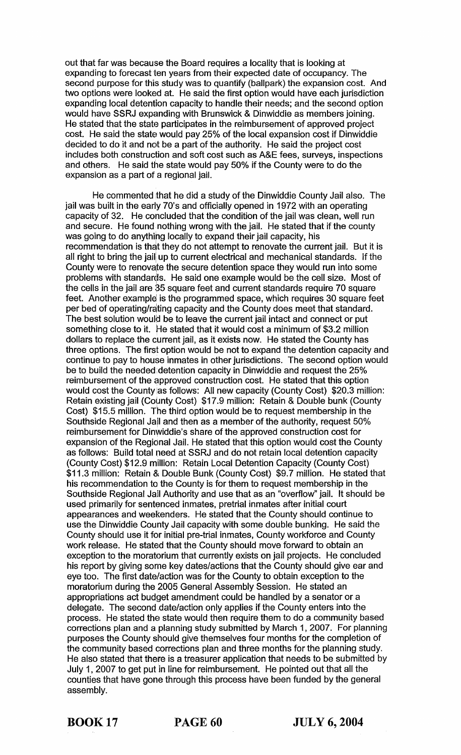out that far was because the Board requires a locality that is looking at expanding to forecast ten years from their expected date of occupancy. The second purpose for this study was to quantify (ballpark) the expansion cost. And two options were looked at. He said the first option would have each jurisdiction expanding local detention capacity to handle their needs; and the second option would have SSRJ expanding with Brunswick & Dinwiddie as members joining. He stated that the state participates in the reimbursement of approved project cost. He said the state would pay 25% of the local expansion cost if Dinwiddie decided to do it and not be a part of the authority. He said the project cost includes both construction and soft cost such as A&E fees, surveys, inspections and others. He said the state would pay 50% if the County were to do the expansion as a part of a regional jail.

He commented that he did a study of the Dinwiddie County Jail also. The jail was built in the early 70's and officially opened in 1972 with an operating capacity of 32. He concluded that the condition of the jail was clean, well run and secure. He found nothing wrong with the jail. He stated that if the county was going to do anything locally to expand their jail capacity, his recommendation is that they do not attempt to renovate the current jail. But it is all right to bring the jail up to current electrical and mechanical standards. If the County were to renovate the secure detention space they would run into some problems with standards. He said one example would be the cell size. Most of the cells in the jail are 35 square feet and current standards require 70 square feet. Another example is the programmed space, which requires 30 square feet per bed of operating/rating capacity and the County does meet that standard. The best solution would be to leave the current jail intact and connect or put something close to it. He stated that it would cost a minimum of $3.2 million dollars to replace the current jail, as it exists now. He stated the County has three options. The first option would be not to expand the detention capacity and continue to pay to house inmates in other jurisdictions. The second option would be to build the needed detention capacity in Dinwiddie and request the 25% reimbursement of the approved construction cost. He stated that this option would cost the County as follows: All new capacity (County Cost) $20.3 million: Retain existing jail (County Cost) $17.9 million: Retain & Double bunk (County Cost) $15.5 million. The third option would be to request membership in the Southside Regional Jail and then as a member of the authority, request 50% reimbursement for Dinwiddie's share of the approved construction cost for expansion of the Regional Jail. He stated that this option would cost the County as follows: Build total need at SSRJ and do not retain local detention capacity (County Cost) $12.9 million: Retain Local Detention Capacity (County Cost) $11.3 million: Retain & Double Bunk (County Cost) $9.7 million. He stated that his recommendation to the County is for them to request membership in the Southside Regional Jail Authority and use that as an "overflow" jail. It should be used primarily for sentenced inmates, pretrial inmates after initial court appearances and weekenders. He stated that the County should continue to use the Dinwiddie County Jail capacity with some double bunking. He said the County should use it for initial pre-trial inmates, County workforce and County work release. He stated that the County should move forward to obtain an exception to the moratorium that currently exists on jail projects. He concluded his report by giving some key dates/actions that the County should give ear and eye too. The first date/action was for the County to obtain exception to the moratorium during the 2005 General Assembly Session. He stated an appropriations act budget amendment could be handled by a senator or a delegate. The second date/action only applies if the County enters into the process. He stated the state would then require them to do a community based corrections plan and a planning study submitted by March 1, 2007. For planning purposes the County should give themselves four months for the completion of the community based corrections plan and three months for the planning study. He also stated that there is a treasurer application that needs to be submitted by July 1, 2007 to get put in line for reimbursement. He pointed out that all the counties that have gone through this process have been funded by the general assembly.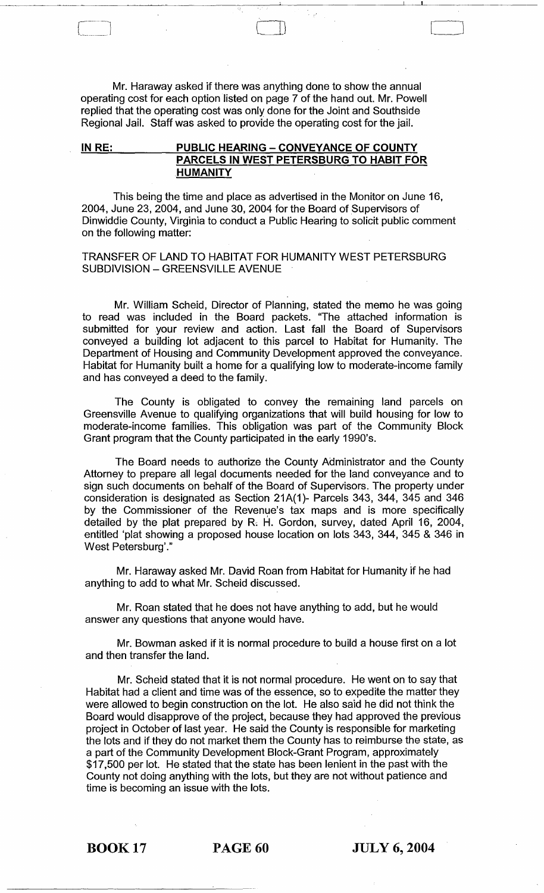Mr. Haraway asked if there was anything done to show the annual operating cost for each option listed on page 7 of the hand out. Mr. Powell replied that the operating cost was only done for the Joint and Southside Regional Jail. Staff was asked to provide the operating cost for the jail.

**IN RE: PUBLIC HEARING – CONVEYANCE OF COUNTY PARCELS IN WEST PETERSBURG TO HABIT FOR HUMANITY**

This being the time and place as advertised in the Monitor on June 16, 2004, June 23, 2004, and June 30, 2004 for the Board of Supervisors of Dinwiddie County, Virginia to conduct a Public Hearing to solicit public comment on the following matter:

TRANSFER OF LAND TO HABITAT FOR HUMANITY WEST PETERSBURG SUBDIVISION – GREENSVILLE AVENUE

Mr. William Scheid, Director of Planning, stated the memo he was going to read was included in the Board packets. "The attached information is submitted for your review and action. Last fall the Board of Supervisors conveyed a building lot adjacent to this parcel to Habitat for Humanity. The Department of Housing and Community Development approved the conveyance. Habitat for Humanity built a home for a qualifying low to moderate-income family and has conveyed a deed to the family.

The County is obligated to convey the remaining land parcels on Greensville Avenue to qualifying organizations that will build housing for low to moderate-income families. This obligation was part of the Community Block Grant program that the County participated in the early 1990's.

The Board needs to authorize the County Administrator and the County Attorney to prepare all legal documents needed for the land conveyance and to sign such documents on behalf of the Board of Supervisors. The property under consideration is designated as Section 21A(1)- Parcels 343, 344, 345 and 346 by the Commissioner of the Revenue's tax maps and is more specifically detailed by the plat prepared by R. H. Gordon, survey, dated April 16, 2004, entitled 'plat showing a proposed house location on lots 343, 344, 345 & 346 in West Petersburg'."

Mr. Haraway asked Mr. David Roan from Habitat for Humanity if he had anything to add to what Mr. Scheid discussed.

Mr. Roan stated that he does not have anything to add, but he would answer any questions that anyone would have.

Mr. Bowman asked if it is normal procedure to build a house first on a lot and then transfer the land.

Mr. Scheid stated that it is not normal procedure. He went on to say that Habitat had a client and time was of the essence, so to expedite the matter they were allowed to begin construction on the lot. He also said he did not think the Board would disapprove of the project, because they had approved the previous project in October of last year. He said the County is responsible for marketing the lots and if they do not market them the County has to reimburse the state, as a part of the Community Development Block-Grant Program, approximately $17,500 per lot. He stated that the state has been lenient in the past with the County not doing anything with the lots, but they are not without patience and time is becoming an issue with the lots.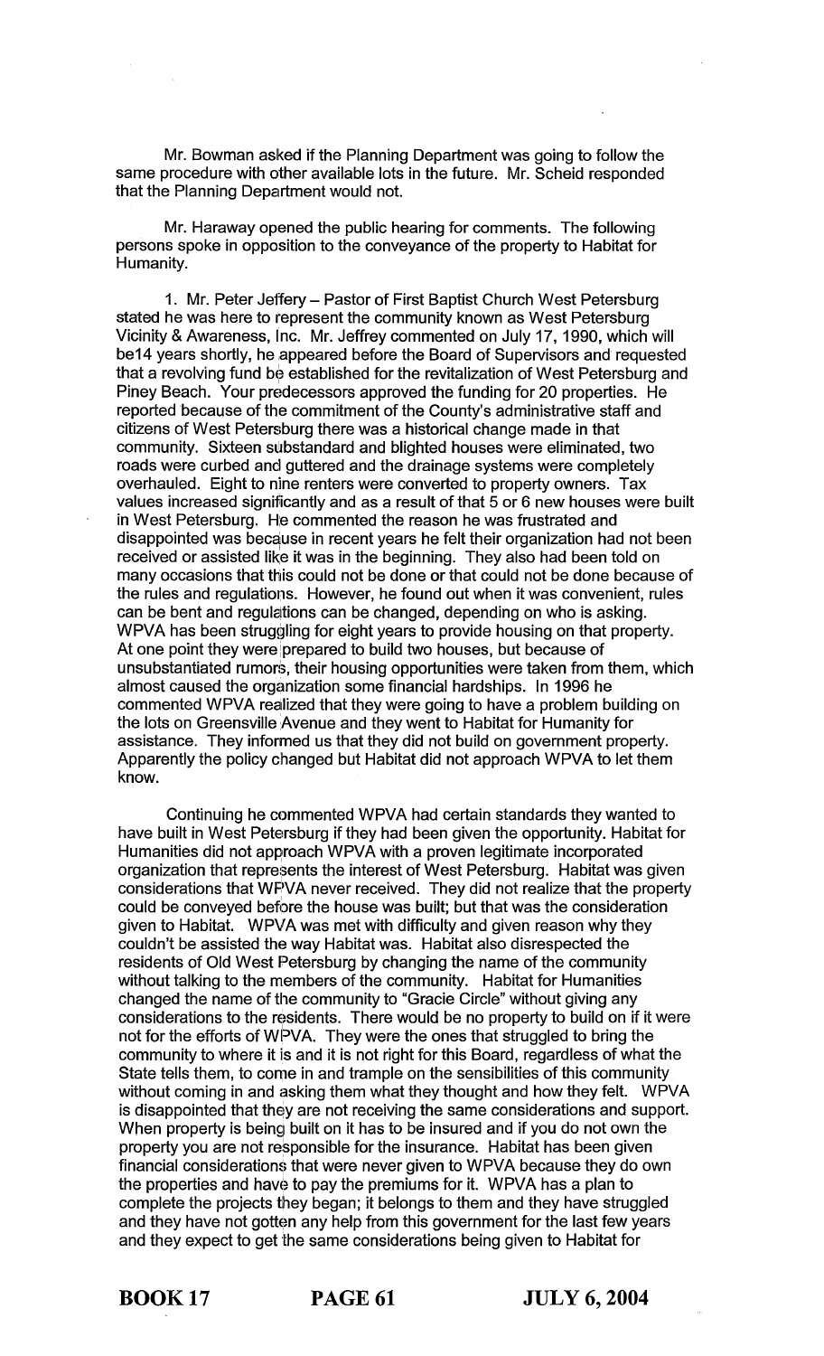Mr. Bowman asked if the Planning Department was going to follow the same procedure with other available lots in the future. Mr. Scheid responded that the Planning Department would not.

Mr. Haraway opened the public hearing for comments. The following persons spoke in opposition to the conveyance of the property to Habitat for Humanity.

1. Mr. Peter Jeffery – Pastor of First Baptist Church West Petersburg stated he was here to represent the community known as West Petersburg Vicinity & Awareness, Inc. Mr. Jeffrey commented on July 17, 1990, which will be14 years shortly, he appeared before the Board of Supervisors and requested that a revolving fund be established for the revitalization of West Petersburg and Piney Beach. Your predecessors approved the funding for 20 properties. He reported because of the commitment of the County's administrative staff and citizens of West Petersburg there was a historical change made in that community. Sixteen substandard and blighted houses were eliminated, two roads were curbed and guttered and the drainage systems were completely overhauled. Eight to nine renters were converted to property owners. Tax values increased significantly and as a result of that 5 or 6 new houses were built in West Petersburg. He commented the reason he was frustrated and disappointed was because in recent years he felt their organization had not been received or assisted like it was in the beginning. They also had been told on many occasions that this could not be done or that could not be done because of the rules and regulations. However, he found out when it was convenient, rules can be bent and regulations can be changed, depending on who is asking. WPVA has been struggling for eight years to provide housing on that property. At one point they were prepared to build two houses, but because of unsubstantiated rumors, their housing opportunities were taken from them, which almost caused the organization some financial hardships. In 1996 he commented WPVA realized that they were going to have a problem building on the lots on Greensville Avenue and they went to Habitat for Humanity for assistance. They informed us that they did not build on government property. Apparently the policy changed but Habitat did not approach WPVA to let them know.

Continuing he commented WPVA had certain standards they wanted to have built in West Petersburg if they had been given the opportunity. Habitat for Humanities did not approach WPVA with a proven legitimate incorporated organization that represents the interest of West Petersburg. Habitat was given considerations that WPVA never received. They did not realize that the property could be conveyed before the house was built; but that was the consideration given to Habitat. WPVA was met with difficulty and given reason why they couldn't be assisted the way Habitat was. Habitat also disrespected the residents of Old West Petersburg by changing the name of the community without talking to the members of the community. Habitat for Humanities changed the name of the community to "Gracie Circle" without giving any considerations to the residents. There would be no property to build on if it were not for the efforts of WPVA. They were the ones that struggled to bring the community to where it is and it is not right for this Board, regardless of what the State tells them, to come in and trample on the sensibilities of this community without coming in and asking them what they thought and how they felt. WPVA is disappointed that they are not receiving the same considerations and support. When property is being built on it has to be insured and if you do not own the property you are not responsible for the insurance. Habitat has been given financial considerations that were never given to WPVA because they do own the properties and have to pay the premiums for it. WPVA has a plan to complete the projects they began; it belongs to them and they have struggled and they have not gotten any help from this government for the last few years and they expect to get the same considerations being given to Habitat for

BOOK 17 PAGE 61 JULY 6, 2004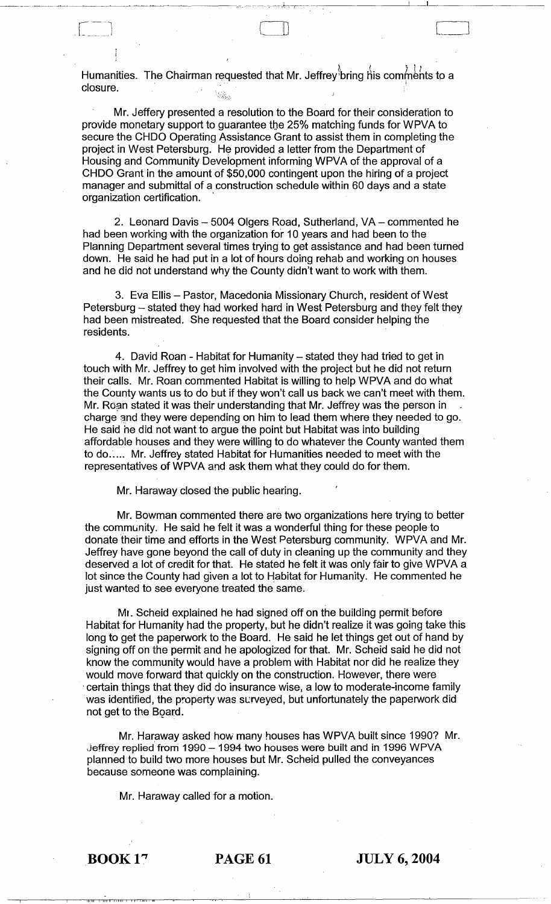Humanities. The Chairman requested that Mr. Jeffrey bring his comments to a closure.

Mr. Jeffery presented a resolution to the Board for their consideration to provide monetary support to guarantee the 25% matching funds for WPVA to secure the CHDO Operating Assistance Grant to assist them in completing the project in West Petersburg. He provided a letter from the Department of Housing and Community Development informing WPVA of the approval of a CHDO Grant in the amount of $50,000 contingent upon the hiring of a project manager and submittal of a construction schedule within 60 days and a state organization certification.

2. Leonard Davis – 5004 Olgers Road, Sutherland, VA – commented he had been working with the organization for 10 years and had been to the Planning Department several times trying to get assistance and had been turned down. He said he had put in a lot of hours doing rehab and working on houses and he did not understand why the County didn't want to work with them.

3. Eva Ellis – Pastor, Macedonia Missionary Church, resident of West Petersburg – stated they had worked hard in West Petersburg and they felt they had been mistreated. She requested that the Board consider helping the residents.

4. David Roan - Habitat for Humanity – stated they had tried to get in touch with Mr. Jeffrey to get him involved with the project but he did not return their calls. Mr. Roan commented Habitat is willing to help WPVA and do what the County wants us to do but if they won't call us back we can't meet with them. Mr. Roan stated it was their understanding that Mr. Jeffrey was the person in charge and they were depending on him to lead them where they needed to go. He said he did not want to argue the point but Habitat was into building affordable houses and they were willing to do whatever the County wanted them to do..... Mr. Jeffrey stated Habitat for Humanities needed to meet with the representatives of WPVA and ask them what they could do for them.

Mr. Haraway closed the public hearing.

Mr. Bowman commented there are two organizations here trying to better the community. He said he felt it was a wonderful thing for these people to donate their time and efforts in the West Petersburg community. WPVA and Mr. Jeffrey have gone beyond the call of duty in cleaning up the community and they deserved a lot of credit for that. He stated he felt it was only fair to give WPVA a lot since the County had given a lot to Habitat for Humanity. He commented he just wanted to see everyone treated the same.

Mr. Scheid explained he had signed off on the building permit before Habitat for Humanity had the property, but he didn't realize it was going take this long to get the paperwork to the Board. He said he let things get out of hand by signing off on the permit and he apologized for that. Mr. Scheid said he did not know the community would have a problem with Habitat nor did he realize they would move forward that quickly on the construction. However, there were certain things that they did do insurance wise, a low to moderate-income family was identified, the property was surveyed, but unfortunately the paperwork did not get to the Board.

Mr. Haraway asked how many houses has WPVA built since 1990? Mr. Jeffrey replied from 1990 – 1994 two houses were built and in 1996 WPVA planned to build two more houses but Mr. Scheid pulled the conveyances because someone was complaining.

Mr. Haraway called for a motion.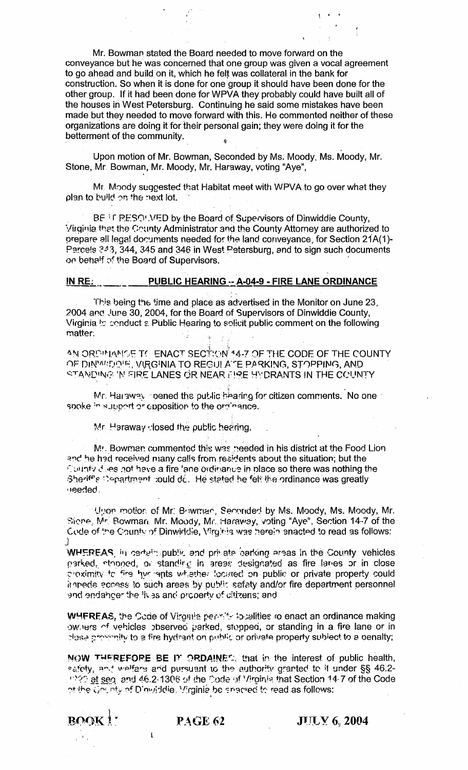Mr. Bowman stated the Board needed to move forward on the conveyance but he was concerned that one group was given a vocal agreement to go ahead and build on it, which he felt was collateral in the bank for construction. So when it is done for one group it should have been done for the other group. If it had been done for WPVA they probably could have built all of the houses in West Petersburg. Continuing he said some mistakes have been made but they needed to move forward with this. He commented neither of these organizations are doing it for their personal gain; they were doing it for the betterment of the community.

Upon motion of Mr. Bowman, Seconded by Ms. Moody, Ms. Moody, Mr. Stone, Mr. Bowman, Mr. Moody, Mr. Haraway, voting "Aye",

Mr. Moody suggested that Habitat meet with WPVA to go over what they plan to build on the next lot.

BE IT RESOLVED by the Board of Supervisors of Dinwiddie County, Virginia that the County Administrator and the County Attorney are authorized to prepare all legal documents needed for the land conveyance, for Section 21A(1)-Parcels 343, 344, 345 and 346 in West Petersburg, and to sign such documents on behalf of the Board of Supervisors.

**IN RE: PUBLIC HEARING -- A-04-9 - FIRE LANE ORDINANCE**

This being the time and place as advertised in the Monitor on June 23, 2004 and June 30, 2004, for the Board of Supervisors of Dinwiddie County, Virginia to conduct a Public Hearing to solicit public comment on the following matter:

AN ORDINANCE TO ENACT SECTION 14-7 OF THE CODE OF THE COUNTY OF DINWIDDIE, VIRGINIA TO REGULATE PARKING, STOPPING, AND STANDING IN FIRE LANES OR NEAR FIRE HYDRANTS IN THE COUNTY

Mr. Haraway opened the public hearing for citizen comments. No one spoke in support or opposition to the ordinance.

Mr. Haraway closed the public hearing.

Mr. Bowman commented this was needed in his district at the Food Lion and he had received many calls from residents about the situation; but the County does not have a fire lane ordinance in place so there was nothing the Sheriff's Department could do. He stated he felt the ordinance was greatly needed.

Upon motion of Mr. Bowman, Seconded by Ms. Moody, Ms. Moody, Mr. Stone, Mr. Bowman, Mr. Moody, Mr. Haraway, voting "Aye", Section 14-7 of the Code of the County of Dinwiddie, Virginia was herein enacted to read as follows:

**WHEREAS**, in certain public and private parking areas in the County vehicles parked, stopped, or standing in areas designated as fire lanes or in close proximity to fire hydrants whether located on public or private property could impede access to such areas by public safety and/or fire department personnel and endanger the lives and property of citizens; and

**WHEREAS**, the Code of Virginia permits localities to enact an ordinance making owners of vehicles observed parked, stopped, or standing in a fire lane or in close proximity to a fire hydrant on public or private property subject to a penalty;

**NOW THEREFORE BE IT ORDAINED**, that in the interest of public health, safety, and welfare and pursuant to the authority granted to it under §§ 46.2-1220 et seq. and 46.2-1306 of the Code of Virginia that Section 14-7 of the Code of the County of Dinwiddie, Virginia be enacted to read as follows:

**BOOK 17 PAGE 62 JULY 6, 2004**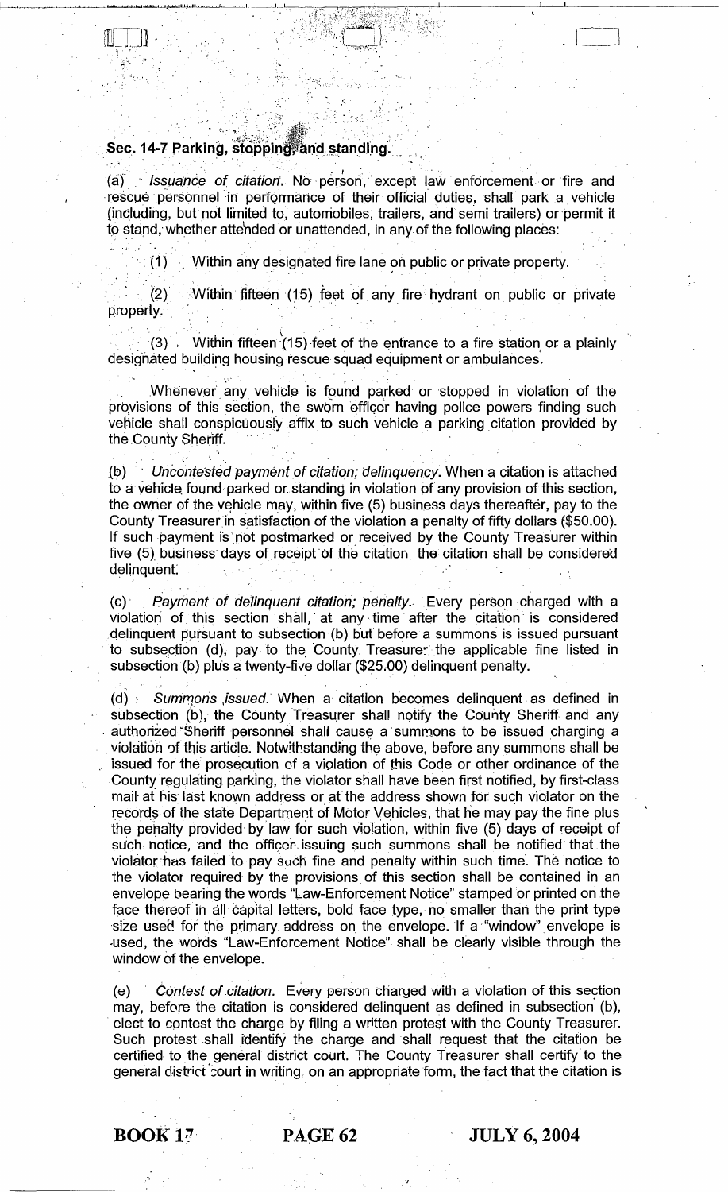## Sec. 14-7 Parking, stopping and standing.

(a) *Issuance of citation*. No person, except law enforcement or fire and rescue personnel in performance of their official duties, shall park a vehicle (including, but not limited to, automobiles, trailers, and semi trailers) or permit it to stand, whether attended or unattended, in any of the following places:

(1) Within any designated fire lane on public or private property.

(2) Within fifteen (15) feet of any fire hydrant on public or private property.

(3) Within fifteen (15) feet of the entrance to a fire station or a plainly designated building housing rescue squad equipment or ambulances.

Whenever any vehicle is found parked or stopped in violation of the provisions of this section, the sworn officer having police powers finding such vehicle shall conspicuously affix to such vehicle a parking citation provided by the County Sheriff.

(b) *Uncontested payment of citation; delinquency*. When a citation is attached to a vehicle found parked or standing in violation of any provision of this section, the owner of the vehicle may, within five (5) business days thereafter, pay to the County Treasurer in satisfaction of the violation a penalty of fifty dollars ($50.00). If such payment is not postmarked or received by the County Treasurer within five (5) business days of receipt of the citation, the citation shall be considered delinquent.

(c) *Payment of delinquent citation; penalty*. Every person charged with a violation of this section shall, at any time after the citation is considered delinquent pursuant to subsection (b) but before a summons is issued pursuant to subsection (d), pay to the County Treasurer the applicable fine listed in subsection (b) plus a twenty-five dollar ($25.00) delinquent penalty.

(d) *Summons issued*. When a citation becomes delinquent as defined in subsection (b), the County Treasurer shall notify the County Sheriff and any authorized Sheriff personnel shall cause a summons to be issued charging a violation of this article. Notwithstanding the above, before any summons shall be issued for the prosecution of a violation of this Code or other ordinance of the County regulating parking, the violator shall have been first notified, by first-class mail at his last known address or at the address shown for such violator on the records of the state Department of Motor Vehicles, that he may pay the fine plus the penalty provided by law for such violation, within five (5) days of receipt of such notice, and the officer issuing such summons shall be notified that the violator has failed to pay such fine and penalty within such time. The notice to the violator required by the provisions of this section shall be contained in an envelope bearing the words "Law-Enforcement Notice" stamped or printed on the face thereof in all capital letters, bold face type, no smaller than the print type size used for the primary address on the envelope. If a "window" envelope is used, the words "Law-Enforcement Notice" shall be clearly visible through the window of the envelope.

(e) *Contest of citation*. Every person charged with a violation of this section may, before the citation is considered delinquent as defined in subsection (b), elect to contest the charge by filing a written protest with the County Treasurer. Such protest shall identify the charge and shall request that the citation be certified to the general district court. The County Treasurer shall certify to the general district court in writing, on an appropriate form, the fact that the citation is

**BOOK 17 PAGE 62 JULY 6, 2004**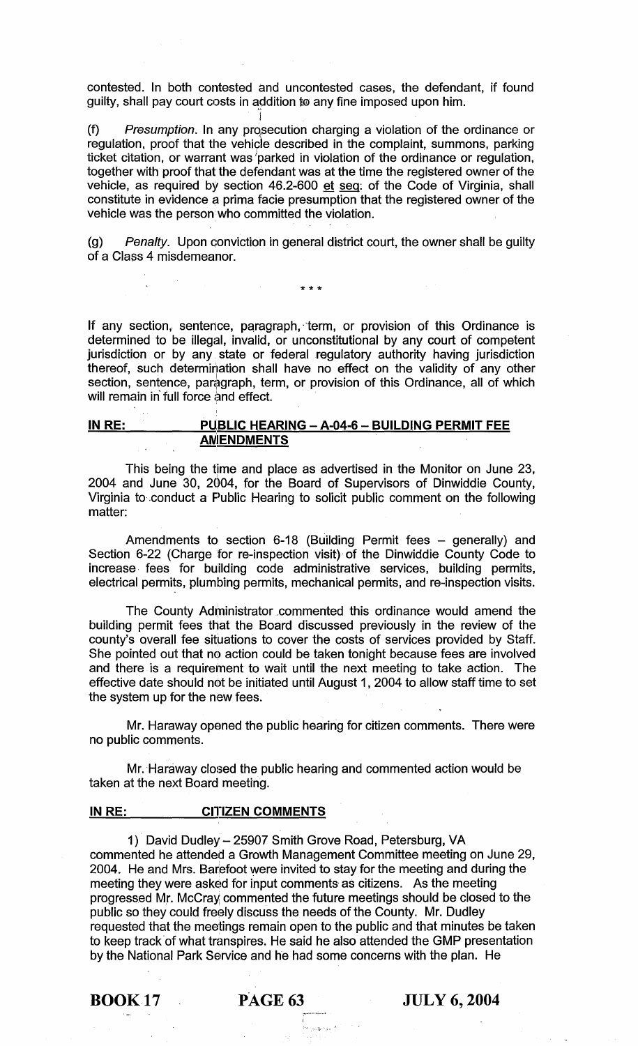contested. In both contested and uncontested cases, the defendant, if found guilty, shall pay court costs in addition to any fine imposed upon him.

(f) *Presumption*. In any prosecution charging a violation of the ordinance or regulation, proof that the vehicle described in the complaint, summons, parking ticket citation, or warrant was parked in violation of the ordinance or regulation, together with proof that the defendant was at the time the registered owner of the vehicle, as required by section 46.2-600 et seq. of the Code of Virginia, shall constitute in evidence a prima facie presumption that the registered owner of the vehicle was the person who committed the violation.

(g) *Penalty*. Upon conviction in general district court, the owner shall be guilty of a Class 4 misdemeanor.

\* \* \*

If any section, sentence, paragraph, term, or provision of this Ordinance is determined to be illegal, invalid, or unconstitutional by any court of competent jurisdiction or by any state or federal regulatory authority having jurisdiction thereof, such determination shall have no effect on the validity of any other section, sentence, paragraph, term, or provision of this Ordinance, all of which will remain in full force and effect.

**IN RE: PUBLIC HEARING – A-04-6 – BUILDING PERMIT FEE AMENDMENTS**

This being the time and place as advertised in the Monitor on June 23, 2004 and June 30, 2004, for the Board of Supervisors of Dinwiddie County, Virginia to conduct a Public Hearing to solicit public comment on the following matter:

Amendments to section 6-18 (Building Permit fees – generally) and Section 6-22 (Charge for re-inspection visit) of the Dinwiddie County Code to increase fees for building code administrative services, building permits, electrical permits, plumbing permits, mechanical permits, and re-inspection visits.

The County Administrator commented this ordinance would amend the building permit fees that the Board discussed previously in the review of the county's overall fee situations to cover the costs of services provided by Staff. She pointed out that no action could be taken tonight because fees are involved and there is a requirement to wait until the next meeting to take action. The effective date should not be initiated until August 1, 2004 to allow staff time to set the system up for the new fees.

Mr. Haraway opened the public hearing for citizen comments. There were no public comments.

Mr. Haraway closed the public hearing and commented action would be taken at the next Board meeting.

**IN RE: CITIZEN COMMENTS**

1) David Dudley – 25907 Smith Grove Road, Petersburg, VA commented he attended a Growth Management Committee meeting on June 29, 2004. He and Mrs. Barefoot were invited to stay for the meeting and during the meeting they were asked for input comments as citizens. As the meeting progressed Mr. McCray commented the future meetings should be closed to the public so they could freely discuss the needs of the County. Mr. Dudley requested that the meetings remain open to the public and that minutes be taken to keep track of what transpires. He said he also attended the GMP presentation by the National Park Service and he had some concerns with the plan. He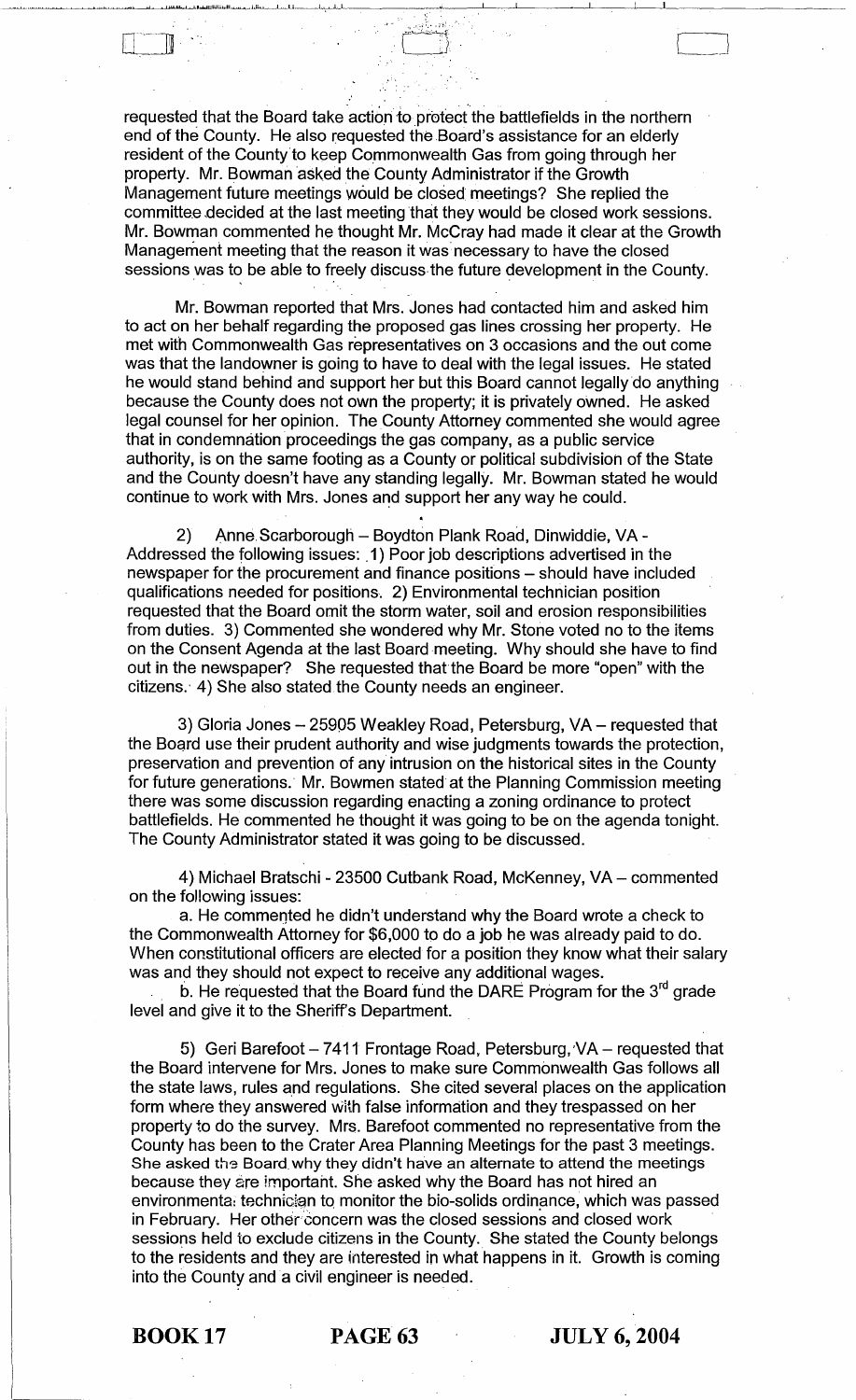requested that the Board take action to protect the battlefields in the northern end of the County. He also requested the Board's assistance for an elderly resident of the County to keep Commonwealth Gas from going through her property. Mr. Bowman asked the County Administrator if the Growth Management future meetings would be closed meetings? She replied the committee decided at the last meeting that they would be closed work sessions. Mr. Bowman commented he thought Mr. McCray had made it clear at the Growth Management meeting that the reason it was necessary to have the closed sessions was to be able to freely discuss the future development in the County.

Mr. Bowman reported that Mrs. Jones had contacted him and asked him to act on her behalf regarding the proposed gas lines crossing her property. He met with Commonwealth Gas representatives on 3 occasions and the out come was that the landowner is going to have to deal with the legal issues. He stated he would stand behind and support her but this Board cannot legally do anything because the County does not own the property; it is privately owned. He asked legal counsel for her opinion. The County Attorney commented she would agree that in condemnation proceedings the gas company, as a public service authority, is on the same footing as a County or political subdivision of the State and the County doesn't have any standing legally. Mr. Bowman stated he would continue to work with Mrs. Jones and support her any way he could.

2) Anne Scarborough – Boydton Plank Road, Dinwiddie, VA - Addressed the following issues: 1) Poor job descriptions advertised in the newspaper for the procurement and finance positions – should have included qualifications needed for positions. 2) Environmental technician position requested that the Board omit the storm water, soil and erosion responsibilities from duties. 3) Commented she wondered why Mr. Stone voted no to the items on the Consent Agenda at the last Board meeting. Why should she have to find out in the newspaper? She requested that the Board be more "open" with the citizens. 4) She also stated the County needs an engineer.

3) Gloria Jones – 25905 Weakley Road, Petersburg, VA – requested that the Board use their prudent authority and wise judgments towards the protection, preservation and prevention of any intrusion on the historical sites in the County for future generations. Mr. Bowmen stated at the Planning Commission meeting there was some discussion regarding enacting a zoning ordinance to protect battlefields. He commented he thought it was going to be on the agenda tonight. The County Administrator stated it was going to be discussed.

4) Michael Bratschi - 23500 Cutbank Road, McKenney, VA – commented on the following issues:

a. He commented he didn't understand why the Board wrote a check to the Commonwealth Attorney for $6,000 to do a job he was already paid to do. When constitutional officers are elected for a position they know what their salary was and they should not expect to receive any additional wages.

b. He requested that the Board fund the DARE Program for the 3rd grade level and give it to the Sheriff's Department.

5) Geri Barefoot – 7411 Frontage Road, Petersburg, VA – requested that the Board intervene for Mrs. Jones to make sure Commonwealth Gas follows all the state laws, rules and regulations. She cited several places on the application form where they answered with false information and they trespassed on her property to do the survey. Mrs. Barefoot commented no representative from the County has been to the Crater Area Planning Meetings for the past 3 meetings. She asked the Board why they didn't have an alternate to attend the meetings because they are important. She asked why the Board has not hired an environmental technician to monitor the bio-solids ordinance, which was passed in February. Her other concern was the closed sessions and closed work sessions held to exclude citizens in the County. She stated the County belongs to the residents and they are interested in what happens in it. Growth is coming into the County and a civil engineer is needed.

BOOK 17 PAGE 63 JULY 6, 2004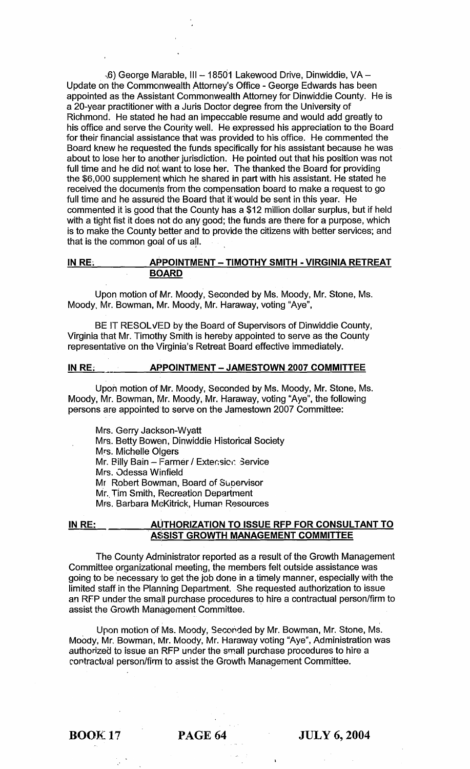6) George Marable, III – 18501 Lakewood Drive, Dinwiddie, VA – Update on the Commonwealth Attorney's Office - George Edwards has been appointed as the Assistant Commonwealth Attorney for Dinwiddie County. He is a 20-year practitioner with a Juris Doctor degree from the University of Richmond. He stated he had an impeccable resume and would add greatly to his office and serve the County well. He expressed his appreciation to the Board for their financial assistance that was provided to his office. He commented the Board knew he requested the funds specifically for his assistant because he was about to lose her to another jurisdiction. He pointed out that his position was not full time and he did not want to lose her. The thanked the Board for providing the $6,000 supplement which he shared in part with his assistant. He stated he received the documents from the compensation board to make a request to go full time and he assured the Board that it would be sent in this year. He commented it is good that the County has a $12 million dollar surplus, but if held with a tight fist it does not do any good; the funds are there for a purpose, which is to make the County better and to provide the citizens with better services; and that is the common goal of us all.

**IN RE: APPOINTMENT – TIMOTHY SMITH - VIRGINIA RETREAT BOARD**

Upon motion of Mr. Moody, Seconded by Ms. Moody, Mr. Stone, Ms. Moody, Mr. Bowman, Mr. Moody, Mr. Haraway, voting "Aye",

BE IT RESOLVED by the Board of Supervisors of Dinwiddie County, Virginia that Mr. Timothy Smith is hereby appointed to serve as the County representative on the Virginia's Retreat Board effective immediately.

**IN RE: APPOINTMENT – JAMESTOWN 2007 COMMITTEE**

Upon motion of Mr. Moody, Seconded by Ms. Moody, Mr. Stone, Ms. Moody, Mr. Bowman, Mr. Moody, Mr. Haraway, voting "Aye", the following persons are appointed to serve on the Jamestown 2007 Committee:

Mrs. Gerry Jackson-Wyatt
Mrs. Betty Bowen, Dinwiddie Historical Society
Mrs. Michelle Olgers
Mr. Billy Bain – Farmer / Extension Service
Mrs. Odessa Winfield
Mr Robert Bowman, Board of Supervisor
Mr. Tim Smith, Recreation Department
Mrs. Barbara McKitrick, Human Resources

**IN RE: AUTHORIZATION TO ISSUE RFP FOR CONSULTANT TO ASSIST GROWTH MANAGEMENT COMMITTEE**

The County Administrator reported as a result of the Growth Management Committee organizational meeting, the members felt outside assistance was going to be necessary to get the job done in a timely manner, especially with the limited staff in the Planning Department. She requested authorization to issue an RFP under the small purchase procedures to hire a contractual person/firm to assist the Growth Management Committee.

Upon motion of Ms. Moody, Seconded by Mr. Bowman, Mr. Stone, Ms. Moody, Mr. Bowman, Mr. Moody, Mr. Haraway voting "Aye", Administration was authorized to issue an RFP under the small purchase procedures to hire a contractual person/firm to assist the Growth Management Committee.

BOOK 17 PAGE 64 JULY 6, 2004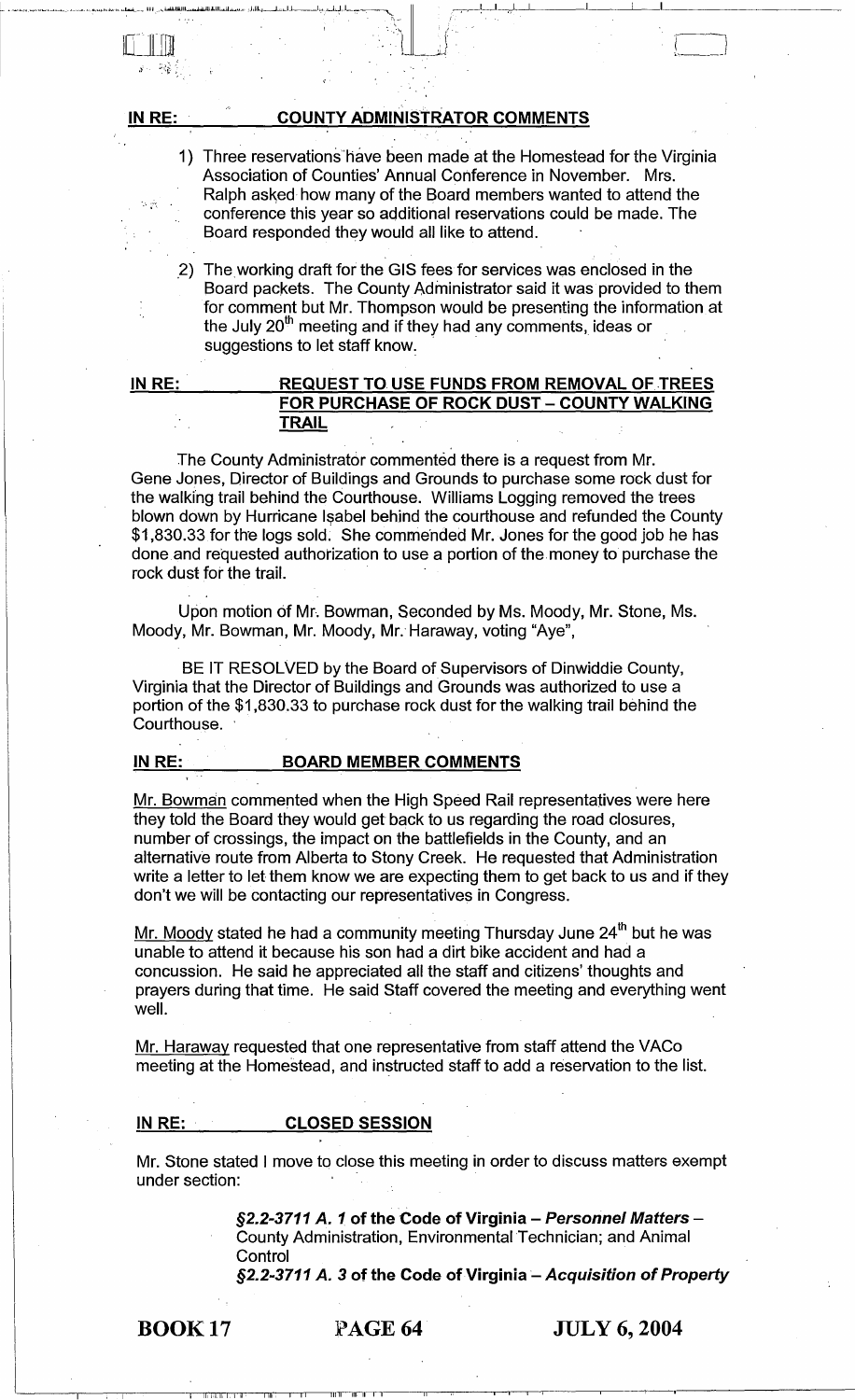**IN RE: COUNTY ADMINISTRATOR COMMENTS**

1) Three reservations have been made at the Homestead for the Virginia Association of Counties' Annual Conference in November. Mrs. Ralph asked how many of the Board members wanted to attend the conference this year so additional reservations could be made. The Board responded they would all like to attend.

2) The working draft for the GIS fees for services was enclosed in the Board packets. The County Administrator said it was provided to them for comment but Mr. Thompson would be presenting the information at the July 20th meeting and if they had any comments, ideas or suggestions to let staff know.

**IN RE: REQUEST TO USE FUNDS FROM REMOVAL OF TREES FOR PURCHASE OF ROCK DUST – COUNTY WALKING TRAIL**

The County Administrator commented there is a request from Mr. Gene Jones, Director of Buildings and Grounds to purchase some rock dust for the walking trail behind the Courthouse. Williams Logging removed the trees blown down by Hurricane Isabel behind the courthouse and refunded the County $1,830.33 for the logs sold. She commended Mr. Jones for the good job he has done and requested authorization to use a portion of the money to purchase the rock dust for the trail.

Upon motion of Mr. Bowman, Seconded by Ms. Moody, Mr. Stone, Ms. Moody, Mr. Bowman, Mr. Moody, Mr. Haraway, voting "Aye",

BE IT RESOLVED by the Board of Supervisors of Dinwiddie County, Virginia that the Director of Buildings and Grounds was authorized to use a portion of the $1,830.33 to purchase rock dust for the walking trail behind the Courthouse.

**IN RE: BOARD MEMBER COMMENTS**

Mr. Bowman commented when the High Speed Rail representatives were here they told the Board they would get back to us regarding the road closures, number of crossings, the impact on the battlefields in the County, and an alternative route from Alberta to Stony Creek. He requested that Administration write a letter to let them know we are expecting them to get back to us and if they don't we will be contacting our representatives in Congress.

Mr. Moody stated he had a community meeting Thursday June 24th but he was unable to attend it because his son had a dirt bike accident and had a concussion. He said he appreciated all the staff and citizens' thoughts and prayers during that time. He said Staff covered the meeting and everything went well.

Mr. Haraway requested that one representative from staff attend the VACo meeting at the Homestead, and instructed staff to add a reservation to the list.

**IN RE: CLOSED SESSION**

Mr. Stone stated I move to close this meeting in order to discuss matters exempt under section:

> **§2.2-3711 A. 1 of the Code of Virginia – *Personnel Matters*** – County Administration, Environmental Technician; and Animal Control
>
> **§2.2-3711 A. 3 of the Code of Virginia – *Acquisition of Property***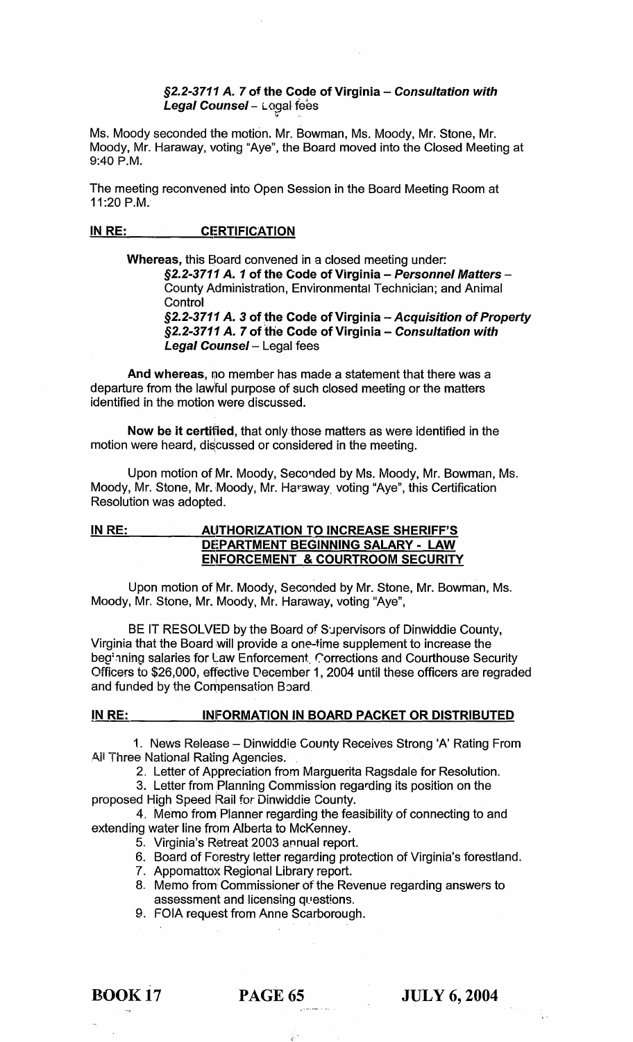**§2.2-3711 A. 7 of the Code of Virginia – *Consultation with Legal Counsel*** – Legal fees

Ms. Moody seconded the motion. Mr. Bowman, Ms. Moody, Mr. Stone, Mr. Moody, Mr. Haraway, voting "Aye", the Board moved into the Closed Meeting at 9:40 P.M.

The meeting reconvened into Open Session in the Board Meeting Room at 11:20 P.M.

**IN RE: CERTIFICATION**

**Whereas,** this Board convened in a closed meeting under:

**§2.2-3711 A. 1 of the Code of Virginia – *Personnel Matters*** – County Administration, Environmental Technician; and Animal Control
**§2.2-3711 A. 3 of the Code of Virginia – *Acquisition of Property***
**§2.2-3711 A. 7 of the Code of Virginia – *Consultation with Legal Counsel*** – Legal fees

**And whereas,** no member has made a statement that there was a departure from the lawful purpose of such closed meeting or the matters identified in the motion were discussed.

**Now be it certified**, that only those matters as were identified in the motion were heard, discussed or considered in the meeting.

Upon motion of Mr. Moody, Seconded by Ms. Moody, Mr. Bowman, Ms. Moody, Mr. Stone, Mr. Moody, Mr. Haraway, voting "Aye", this Certification Resolution was adopted.

**IN RE: AUTHORIZATION TO INCREASE SHERIFF'S DEPARTMENT BEGINNING SALARY - LAW ENFORCEMENT & COURTROOM SECURITY**

Upon motion of Mr. Moody, Seconded by Mr. Stone, Mr. Bowman, Ms. Moody, Mr. Stone, Mr. Moody, Mr. Haraway, voting "Aye",

BE IT RESOLVED by the Board of Supervisors of Dinwiddie County, Virginia that the Board will provide a one-time supplement to increase the beginning salaries for Law Enforcement, Corrections and Courthouse Security Officers to $26,000, effective December 1, 2004 until these officers are regraded and funded by the Compensation Board.

**IN RE: INFORMATION IN BOARD PACKET OR DISTRIBUTED**

1. News Release – Dinwiddie County Receives Strong 'A' Rating From All Three National Rating Agencies.
2. Letter of Appreciation from Marguerita Ragsdale for Resolution.
3. Letter from Planning Commission regarding its position on the proposed High Speed Rail for Dinwiddie County.
4. Memo from Planner regarding the feasibility of connecting to and extending water line from Alberta to McKenney.
5. Virginia's Retreat 2003 annual report.
6. Board of Forestry letter regarding protection of Virginia's forestland.
7. Appomattox Regional Library report.
8. Memo from Commissioner of the Revenue regarding answers to assessment and licensing questions.
9. FOIA request from Anne Scarborough.

**BOOK 17 PAGE 65 JULY 6, 2004**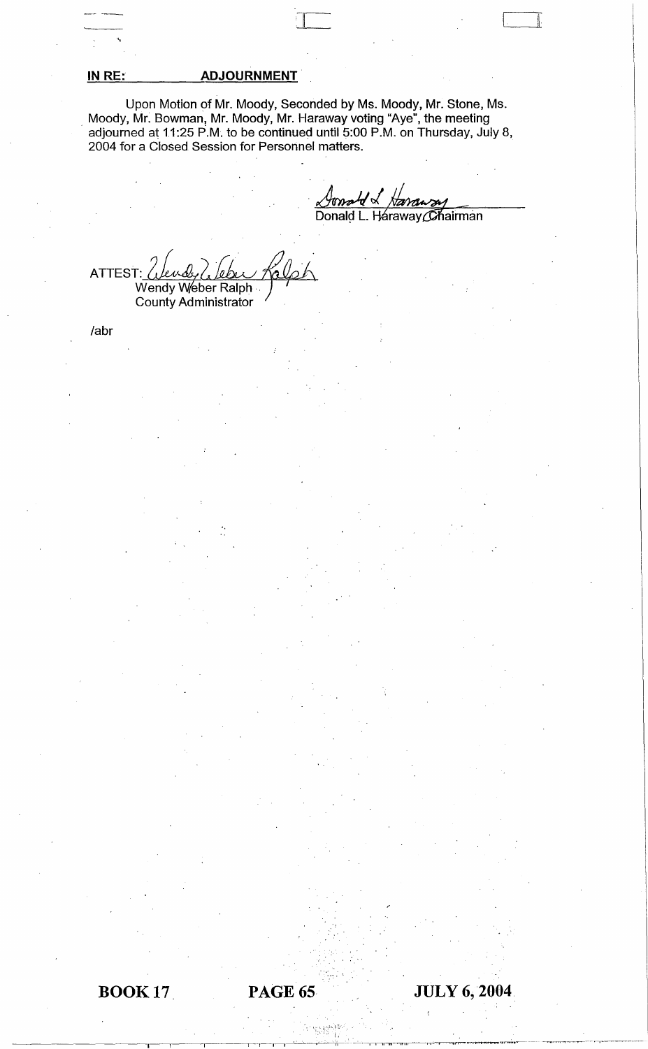**IN RE: ADJOURNMENT**

Upon Motion of Mr. Moody, Seconded by Ms. Moody, Mr. Stone, Ms. Moody, Mr. Bowman, Mr. Moody, Mr. Haraway voting "Aye", the meeting adjourned at 11:25 P.M. to be continued until 5:00 P.M. on Thursday, July 8, 2004 for a Closed Session for Personnel matters.

Donald L. Haraway, Chairman

ATTEST: Wendy Weber Ralph
County Administrator

/abr

BOOK 17 PAGE 65 JULY 6, 2004